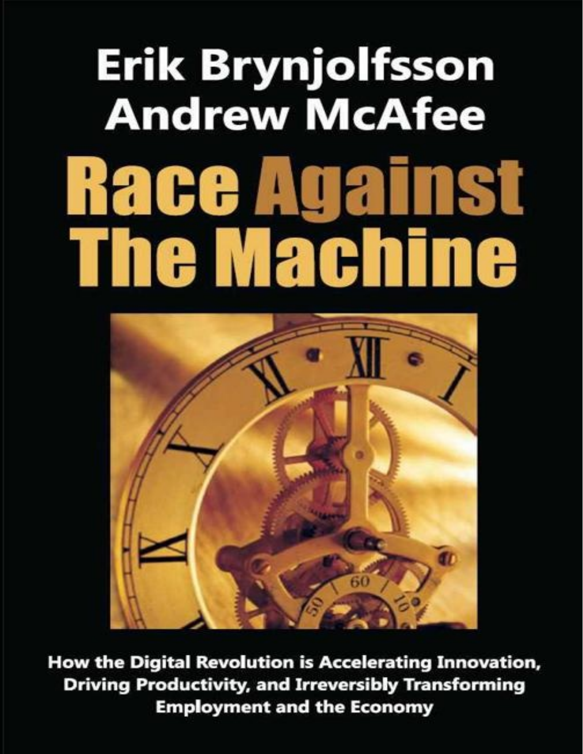**Erik Brynjolfsson**
**Andrew McAfee**

# Race Against The Machine

**How the Digital Revolution is Accelerating Innovation, Driving Productivity, and Irreversibly Transforming Employment and the Economy**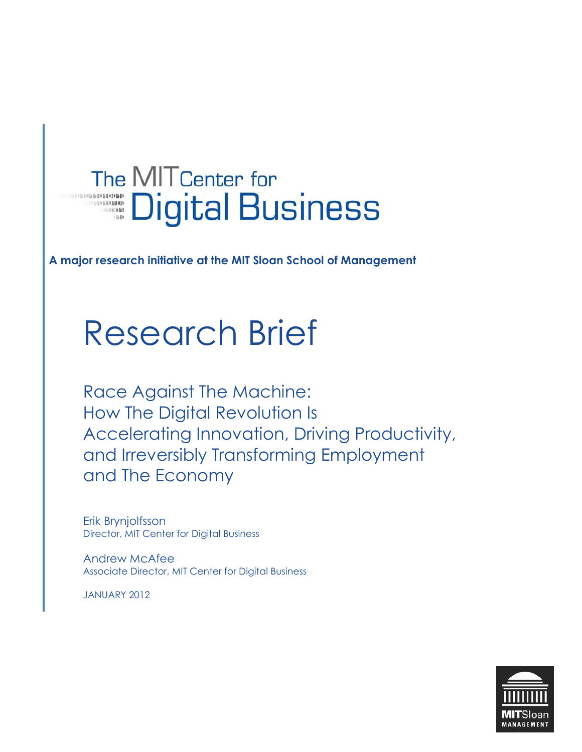# The MIT Center for Digital Business

**A major research initiative at the MIT Sloan School of Management**

# Research Brief

## Race Against The Machine: How The Digital Revolution Is Accelerating Innovation, Driving Productivity, and Irreversibly Transforming Employment and The Economy

Erik Brynjolfsson
Director, MIT Center for Digital Business

Andrew McAfee
Associate Director, MIT Center for Digital Business

JANUARY 2012

MITSloan MANAGEMENT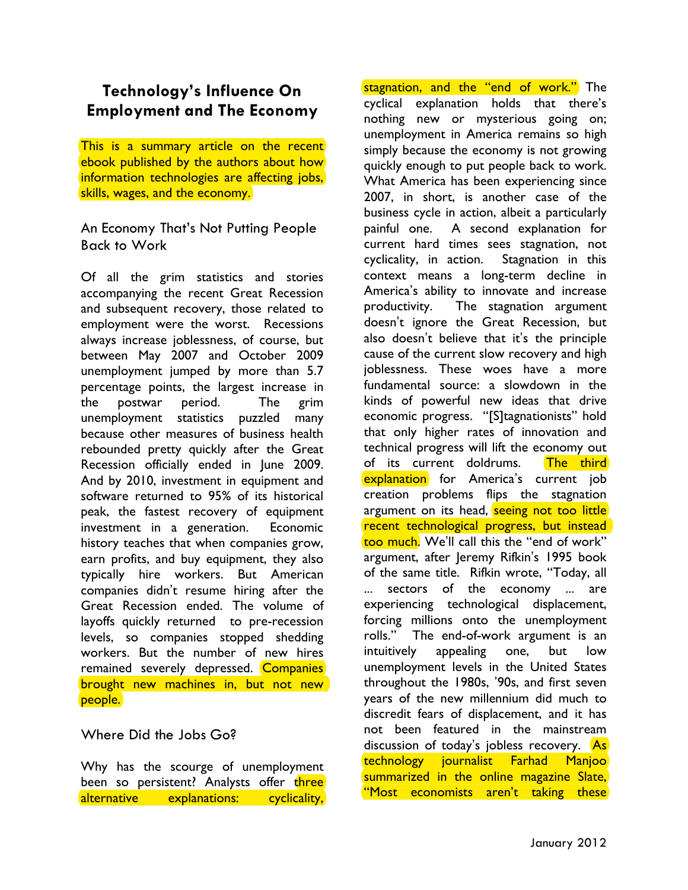# Technology's Influence On Employment and The Economy

This is a summary article on the recent ebook published by the authors about how information technologies are affecting jobs, skills, wages, and the economy.

## An Economy That's Not Putting People Back to Work

Of all the grim statistics and stories accompanying the recent Great Recession and subsequent recovery, those related to employment were the worst. Recessions always increase joblessness, of course, but between May 2007 and October 2009 unemployment jumped by more than 5.7 percentage points, the largest increase in the postwar period. The grim unemployment statistics puzzled many because other measures of business health rebounded pretty quickly after the Great Recession officially ended in June 2009. And by 2010, investment in equipment and software returned to 95% of its historical peak, the fastest recovery of equipment investment in a generation. Economic history teaches that when companies grow, earn profits, and buy equipment, they also typically hire workers. But American companies didn't resume hiring after the Great Recession ended. The volume of layoffs quickly returned to pre-recession levels, so companies stopped shedding workers. But the number of new hires remained severely depressed. Companies brought new machines in, but not new people.

## Where Did the Jobs Go?

Why has the scourge of unemployment been so persistent? Analysts offer three alternative explanations: cyclicality, stagnation, and the "end of work." The cyclical explanation holds that there's nothing new or mysterious going on; unemployment in America remains so high simply because the economy is not growing quickly enough to put people back to work. What America has been experiencing since 2007, in short, is another case of the business cycle in action, albeit a particularly painful one. A second explanation for current hard times sees stagnation, not cyclicality, in action. Stagnation in this context means a long-term decline in America's ability to innovate and increase productivity. The stagnation argument doesn't ignore the Great Recession, but also doesn't believe that it's the principle cause of the current slow recovery and high joblessness. These woes have a more fundamental source: a slowdown in the kinds of powerful new ideas that drive economic progress. "[S]tagnationists" hold that only higher rates of innovation and technical progress will lift the economy out of its current doldrums. The third explanation for America's current job creation problems flips the stagnation argument on its head, seeing not too little recent technological progress, but instead too much. We'll call this the "end of work" argument, after Jeremy Rifkin's 1995 book of the same title. Rifkin wrote, "Today, all ... sectors of the economy ... are experiencing technological displacement, forcing millions onto the unemployment rolls." The end-of-work argument is an intuitively appealing one, but low unemployment levels in the United States throughout the 1980s, '90s, and first seven years of the new millennium did much to discredit fears of displacement, and it has not been featured in the mainstream discussion of today's jobless recovery. As technology journalist Farhad Manjoo summarized in the online magazine Slate, "Most economists aren't taking these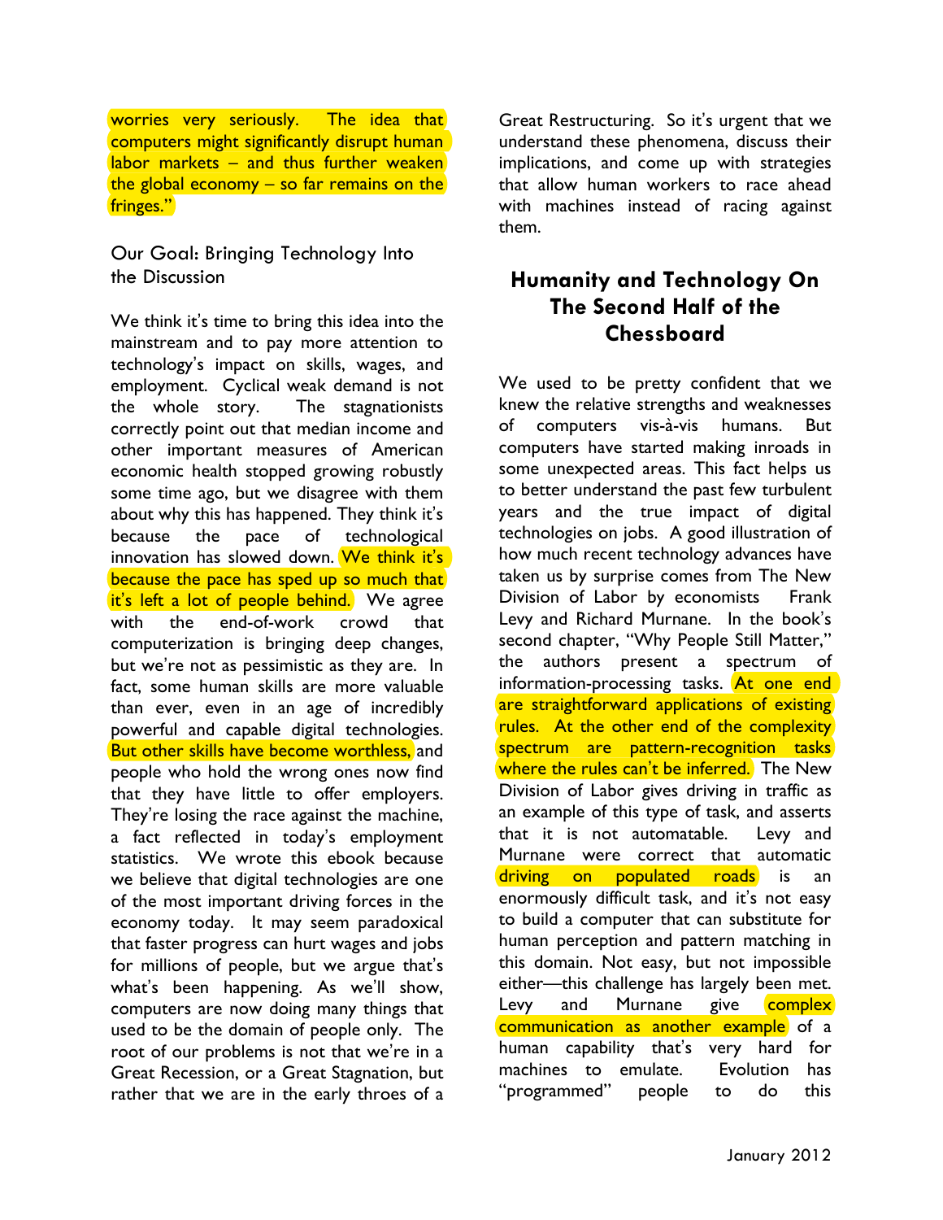worries very seriously. The idea that computers might significantly disrupt human labor markets – and thus further weaken the global economy – so far remains on the fringes."

### Our Goal: Bringing Technology Into the Discussion

We think it's time to bring this idea into the mainstream and to pay more attention to technology's impact on skills, wages, and employment. Cyclical weak demand is not the whole story. The stagnationists correctly point out that median income and other important measures of American economic health stopped growing robustly some time ago, but we disagree with them about why this has happened. They think it's because the pace of technological innovation has slowed down. We think it's because the pace has sped up so much that it's left a lot of people behind. We agree with the end-of-work crowd that computerization is bringing deep changes, but we're not as pessimistic as they are. In fact, some human skills are more valuable than ever, even in an age of incredibly powerful and capable digital technologies. But other skills have become worthless, and people who hold the wrong ones now find that they have little to offer employers. They're losing the race against the machine, a fact reflected in today's employment statistics. We wrote this ebook because we believe that digital technologies are one of the most important driving forces in the economy today. It may seem paradoxical that faster progress can hurt wages and jobs for millions of people, but we argue that's what's been happening. As we'll show, computers are now doing many things that used to be the domain of people only. The root of our problems is not that we're in a Great Recession, or a Great Stagnation, but rather that we are in the early throes of a Great Restructuring. So it's urgent that we understand these phenomena, discuss their implications, and come up with strategies that allow human workers to race ahead with machines instead of racing against them.

## Humanity and Technology On The Second Half of the Chessboard

We used to be pretty confident that we knew the relative strengths and weaknesses of computers vis-à-vis humans. But computers have started making inroads in some unexpected areas. This fact helps us to better understand the past few turbulent years and the true impact of digital technologies on jobs. A good illustration of how much recent technology advances have taken us by surprise comes from The New Division of Labor by economists Frank Levy and Richard Murnane. In the book's second chapter, "Why People Still Matter," the authors present a spectrum of information-processing tasks. At one end are straightforward applications of existing rules. At the other end of the complexity spectrum are pattern-recognition tasks where the rules can't be inferred. The New Division of Labor gives driving in traffic as an example of this type of task, and asserts that it is not automatable. Levy and Murnane were correct that automatic driving on populated roads is an enormously difficult task, and it's not easy to build a computer that can substitute for human perception and pattern matching in this domain. Not easy, but not impossible either—this challenge has largely been met. Levy and Murnane give complex communication as another example of a human capability that's very hard for machines to emulate. Evolution has "programmed" people to do this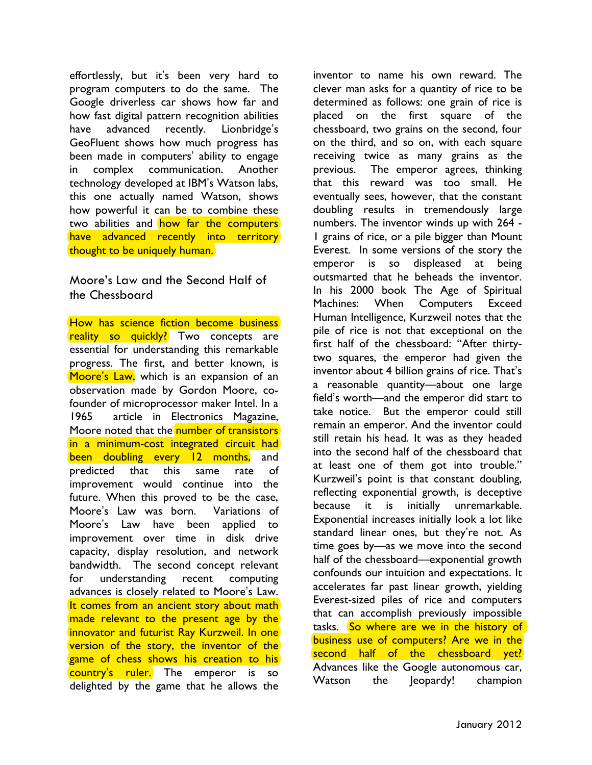effortlessly, but it's been very hard to program computers to do the same. The Google driverless car shows how far and how fast digital pattern recognition abilities have advanced recently. Lionbridge's GeoFluent shows how much progress has been made in computers' ability to engage in complex communication. Another technology developed at IBM's Watson labs, this one actually named Watson, shows how powerful it can be to combine these two abilities and how far the computers have advanced recently into territory thought to be uniquely human.

## Moore's Law and the Second Half of the Chessboard

How has science fiction become business reality so quickly? Two concepts are essential for understanding this remarkable progress. The first, and better known, is Moore's Law, which is an expansion of an observation made by Gordon Moore, co-founder of microprocessor maker Intel. In a 1965 article in Electronics Magazine, Moore noted that the number of transistors in a minimum-cost integrated circuit had been doubling every 12 months, and predicted that this same rate of improvement would continue into the future. When this proved to be the case, Moore's Law was born. Variations of Moore's Law have been applied to improvement over time in disk drive capacity, display resolution, and network bandwidth. The second concept relevant for understanding recent computing advances is closely related to Moore's Law. It comes from an ancient story about math made relevant to the present age by the innovator and futurist Ray Kurzweil. In one version of the story, the inventor of the game of chess shows his creation to his country's ruler. The emperor is so delighted by the game that he allows the inventor to name his own reward. The clever man asks for a quantity of rice to be determined as follows: one grain of rice is placed on the first square of the chessboard, two grains on the second, four on the third, and so on, with each square receiving twice as many grains as the previous. The emperor agrees, thinking that this reward was too small. He eventually sees, however, that the constant doubling results in tremendously large numbers. The inventor winds up with $2^{64} - 1$ grains of rice, or a pile bigger than Mount Everest. In some versions of the story the emperor is so displeased at being outsmarted that he beheads the inventor. In his 2000 book The Age of Spiritual Machines: When Computers Exceed Human Intelligence, Kurzweil notes that the pile of rice is not that exceptional on the first half of the chessboard: "After thirty-two squares, the emperor had given the inventor about 4 billion grains of rice. That's a reasonable quantity—about one large field's worth—and the emperor did start to take notice. But the emperor could still remain an emperor. And the inventor could still retain his head. It was as they headed into the second half of the chessboard that at least one of them got into trouble." Kurzweil's point is that constant doubling, reflecting exponential growth, is deceptive because it is initially unremarkable. Exponential increases initially look a lot like standard linear ones, but they're not. As time goes by—as we move into the second half of the chessboard—exponential growth confounds our intuition and expectations. It accelerates far past linear growth, yielding Everest-sized piles of rice and computers that can accomplish previously impossible tasks. So where are we in the history of business use of computers? Are we in the second half of the chessboard yet? Advances like the Google autonomous car, Watson the Jeopardy! champion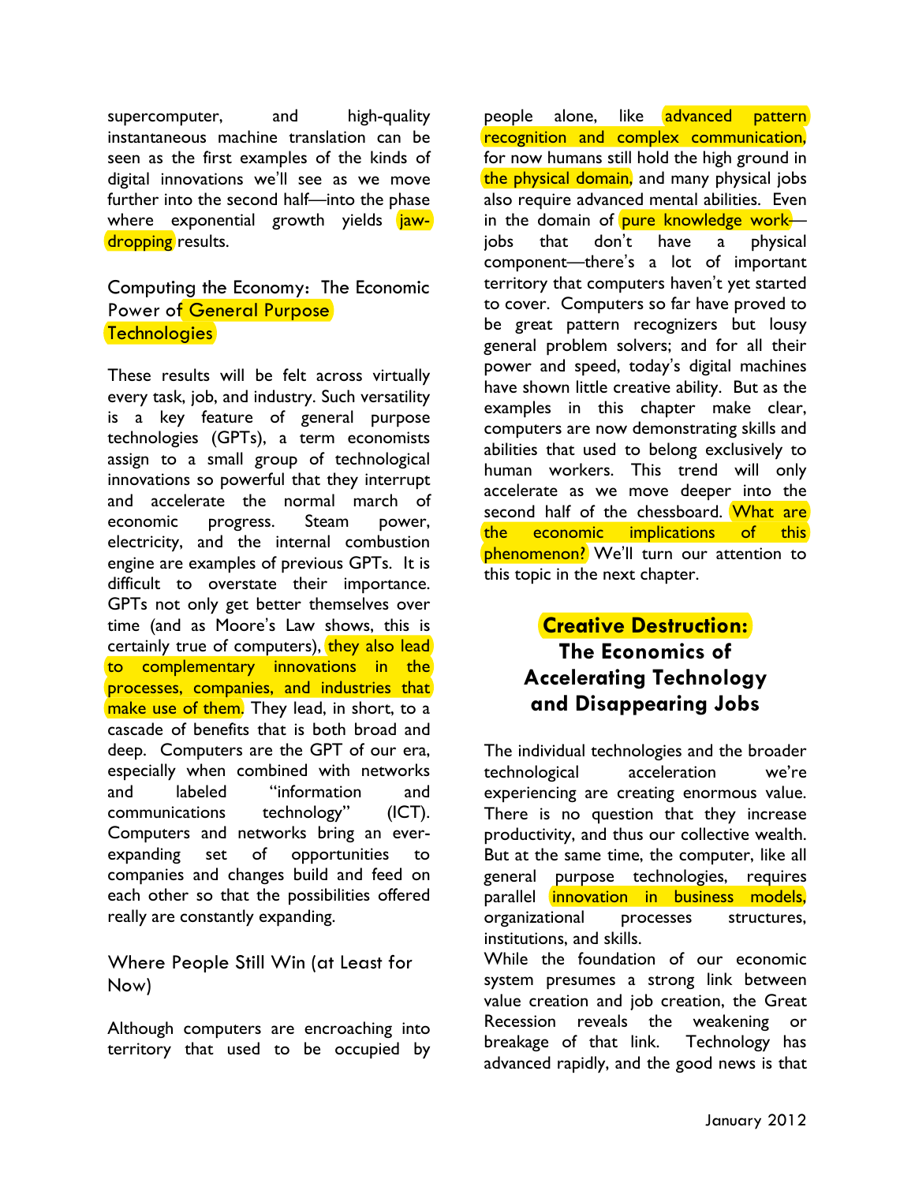supercomputer, and high-quality instantaneous machine translation can be seen as the first examples of the kinds of digital innovations we'll see as we move further into the second half—into the phase where exponential growth yields jaw-dropping results.

### Computing the Economy: The Economic Power of General Purpose Technologies

These results will be felt across virtually every task, job, and industry. Such versatility is a key feature of general purpose technologies (GPTs), a term economists assign to a small group of technological innovations so powerful that they interrupt and accelerate the normal march of economic progress. Steam power, electricity, and the internal combustion engine are examples of previous GPTs. It is difficult to overstate their importance. GPTs not only get better themselves over time (and as Moore's Law shows, this is certainly true of computers), they also lead to complementary innovations in the processes, companies, and industries that make use of them. They lead, in short, to a cascade of benefits that is both broad and deep. Computers are the GPT of our era, especially when combined with networks and labeled "information and communications technology" (ICT). Computers and networks bring an ever-expanding set of opportunities to companies and changes build and feed on each other so that the possibilities offered really are constantly expanding.

### Where People Still Win (at Least for Now)

Although computers are encroaching into territory that used to be occupied by people alone, like advanced pattern recognition and complex communication, for now humans still hold the high ground in the physical domain, and many physical jobs also require advanced mental abilities. Even in the domain of pure knowledge work—jobs that don't have a physical component—there's a lot of important territory that computers haven't yet started to cover. Computers so far have proved to be great pattern recognizers but lousy general problem solvers; and for all their power and speed, today's digital machines have shown little creative ability. But as the examples in this chapter make clear, computers are now demonstrating skills and abilities that used to belong exclusively to human workers. This trend will only accelerate as we move deeper into the second half of the chessboard. What are the economic implications of this phenomenon? We'll turn our attention to this topic in the next chapter.

## Creative Destruction: The Economics of Accelerating Technology and Disappearing Jobs

The individual technologies and the broader technological acceleration we're experiencing are creating enormous value. There is no question that they increase productivity, and thus our collective wealth. But at the same time, the computer, like all general purpose technologies, requires parallel innovation in business models, organizational processes structures, institutions, and skills.

While the foundation of our economic system presumes a strong link between value creation and job creation, the Great Recession reveals the weakening or breakage of that link. Technology has advanced rapidly, and the good news is that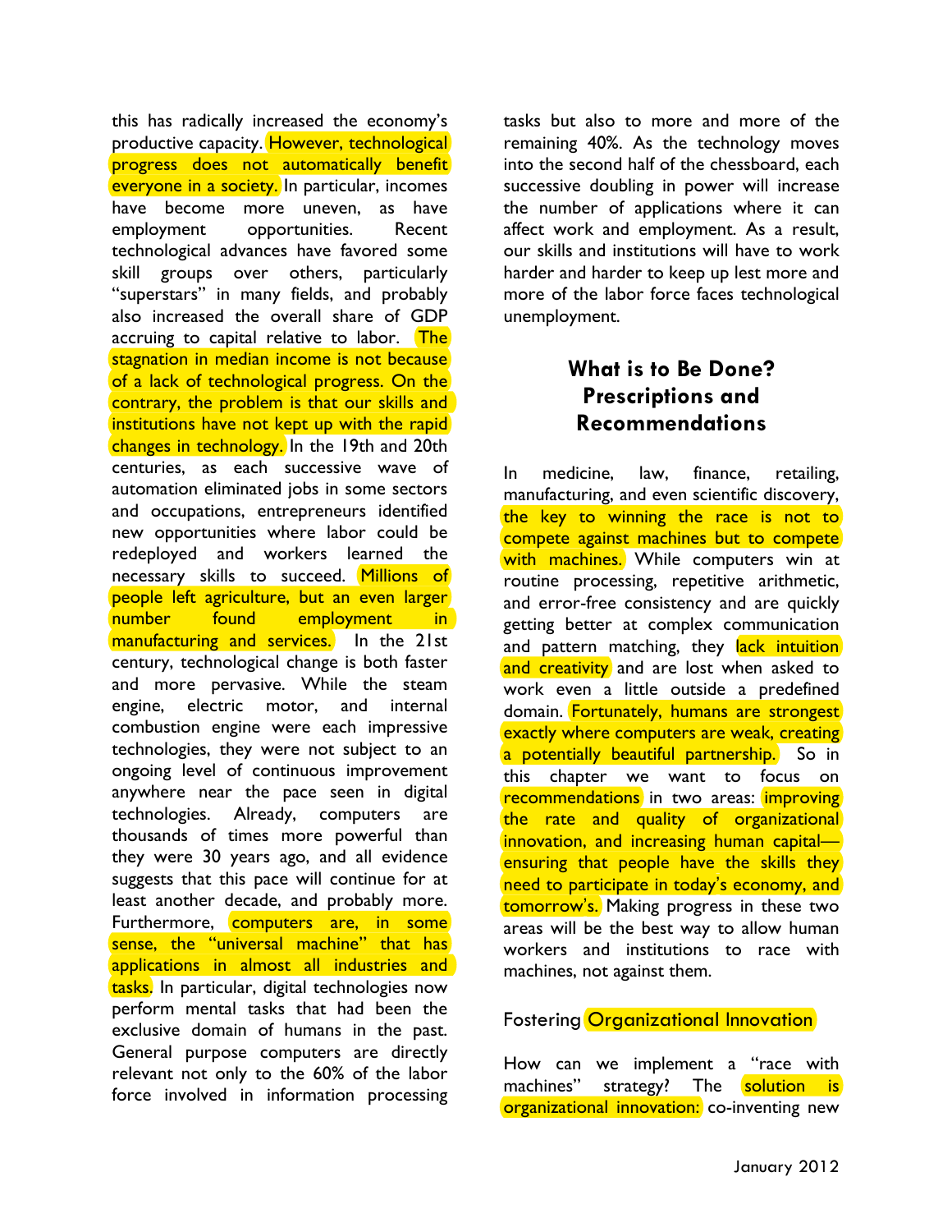this has radically increased the economy's productive capacity. However, technological progress does not automatically benefit everyone in a society. In particular, incomes have become more uneven, as have employment opportunities. Recent technological advances have favored some skill groups over others, particularly "superstars" in many fields, and probably also increased the overall share of GDP accruing to capital relative to labor. The stagnation in median income is not because of a lack of technological progress. On the contrary, the problem is that our skills and institutions have not kept up with the rapid changes in technology. In the 19th and 20th centuries, as each successive wave of automation eliminated jobs in some sectors and occupations, entrepreneurs identified new opportunities where labor could be redeployed and workers learned the necessary skills to succeed. Millions of people left agriculture, but an even larger number found employment in manufacturing and services. In the 21st century, technological change is both faster and more pervasive. While the steam engine, electric motor, and internal combustion engine were each impressive technologies, they were not subject to an ongoing level of continuous improvement anywhere near the pace seen in digital technologies. Already, computers are thousands of times more powerful than they were 30 years ago, and all evidence suggests that this pace will continue for at least another decade, and probably more. Furthermore, computers are, in some sense, the "universal machine" that has applications in almost all industries and tasks. In particular, digital technologies now perform mental tasks that had been the exclusive domain of humans in the past. General purpose computers are directly relevant not only to the 60% of the labor force involved in information processing tasks but also to more and more of the remaining 40%. As the technology moves into the second half of the chessboard, each successive doubling in power will increase the number of applications where it can affect work and employment. As a result, our skills and institutions will have to work harder and harder to keep up lest more and more of the labor force faces technological unemployment.

## What is to Be Done? Prescriptions and Recommendations

In medicine, law, finance, retailing, manufacturing, and even scientific discovery, the key to winning the race is not to compete against machines but to compete with machines. While computers win at routine processing, repetitive arithmetic, and error-free consistency and are quickly getting better at complex communication and pattern matching, they lack intuition and creativity and are lost when asked to work even a little outside a predefined domain. Fortunately, humans are strongest exactly where computers are weak, creating a potentially beautiful partnership. So in this chapter we want to focus on recommendations in two areas: improving the rate and quality of organizational innovation, and increasing human capital—ensuring that people have the skills they need to participate in today's economy, and tomorrow's. Making progress in these two areas will be the best way to allow human workers and institutions to race with machines, not against them.

### Fostering Organizational Innovation

How can we implement a "race with machines" strategy? The solution is organizational innovation: co-inventing new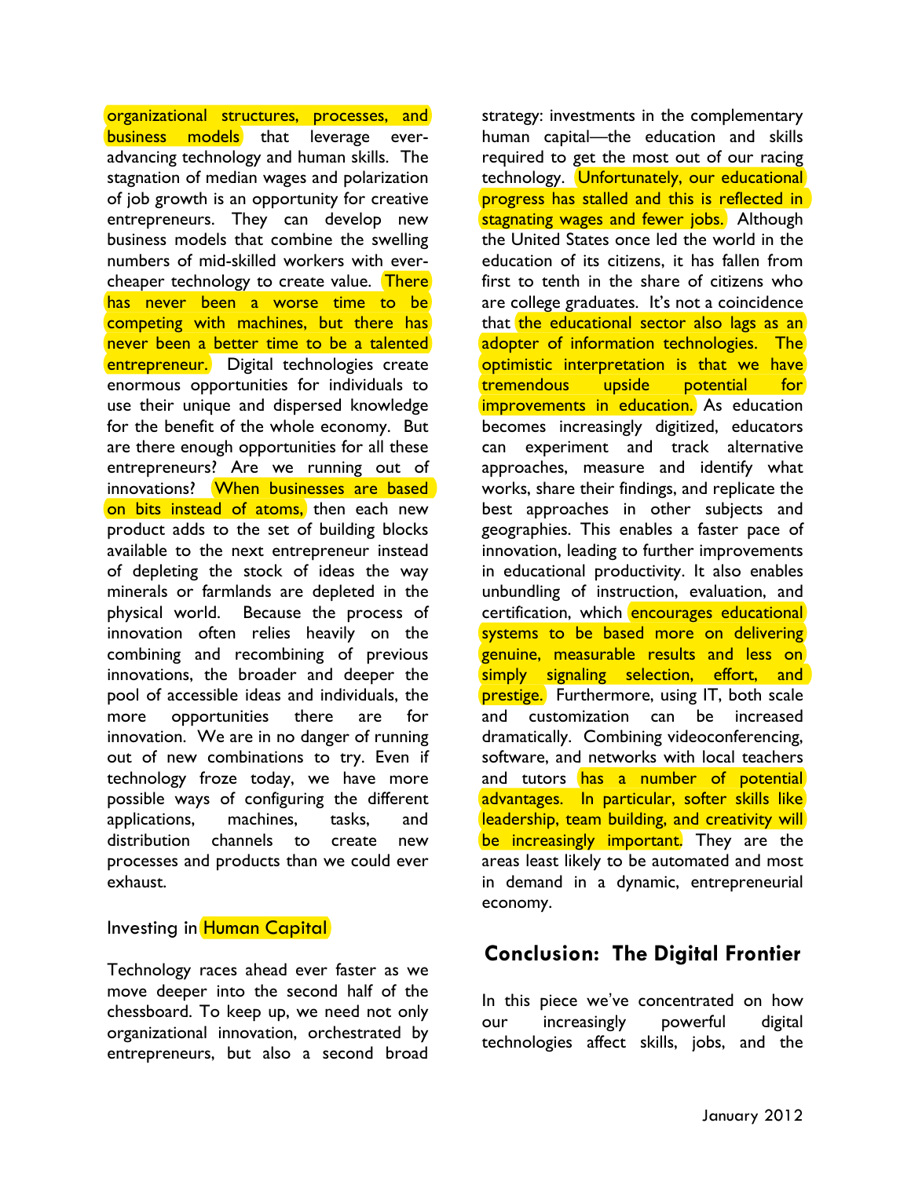organizational structures, processes, and business models that leverage ever-advancing technology and human skills. The stagnation of median wages and polarization of job growth is an opportunity for creative entrepreneurs. They can develop new business models that combine the swelling numbers of mid-skilled workers with ever-cheaper technology to create value. There has never been a worse time to be competing with machines, but there has never been a better time to be a talented entrepreneur. Digital technologies create enormous opportunities for individuals to use their unique and dispersed knowledge for the benefit of the whole economy. But are there enough opportunities for all these entrepreneurs? Are we running out of innovations? When businesses are based on bits instead of atoms, then each new product adds to the set of building blocks available to the next entrepreneur instead of depleting the stock of ideas the way minerals or farmlands are depleted in the physical world. Because the process of innovation often relies heavily on the combining and recombining of previous innovations, the broader and deeper the pool of accessible ideas and individuals, the more opportunities there are for innovation. We are in no danger of running out of new combinations to try. Even if technology froze today, we have more possible ways of configuring the different applications, machines, tasks, and distribution channels to create new processes and products than we could ever exhaust.

### Investing in Human Capital

Technology races ahead ever faster as we move deeper into the second half of the chessboard. To keep up, we need not only organizational innovation, orchestrated by entrepreneurs, but also a second broad strategy: investments in the complementary human capital—the education and skills required to get the most out of our racing technology. Unfortunately, our educational progress has stalled and this is reflected in stagnating wages and fewer jobs. Although the United States once led the world in the education of its citizens, it has fallen from first to tenth in the share of citizens who are college graduates. It's not a coincidence that the educational sector also lags as an adopter of information technologies. The optimistic interpretation is that we have tremendous upside potential for improvements in education. As education becomes increasingly digitized, educators can experiment and track alternative approaches, measure and identify what works, share their findings, and replicate the best approaches in other subjects and geographies. This enables a faster pace of innovation, leading to further improvements in educational productivity. It also enables unbundling of instruction, evaluation, and certification, which encourages educational systems to be based more on delivering genuine, measurable results and less on simply signaling selection, effort, and prestige. Furthermore, using IT, both scale and customization can be increased dramatically. Combining videoconferencing, software, and networks with local teachers and tutors has a number of potential advantages. In particular, softer skills like leadership, team building, and creativity will be increasingly important. They are the areas least likely to be automated and most in demand in a dynamic, entrepreneurial economy.

## Conclusion: The Digital Frontier

In this piece we've concentrated on how our increasingly powerful digital technologies affect skills, jobs, and the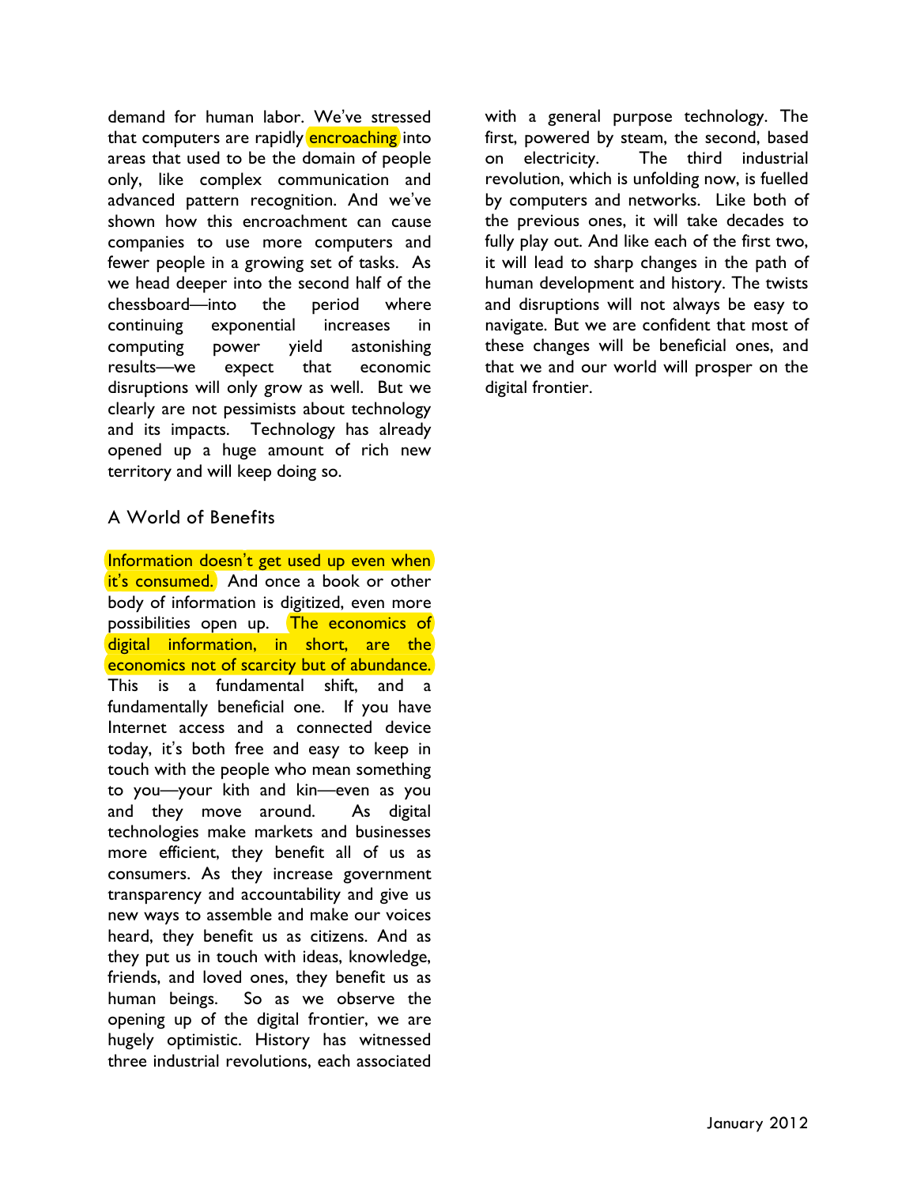demand for human labor. We've stressed that computers are rapidly encroaching into areas that used to be the domain of people only, like complex communication and advanced pattern recognition. And we've shown how this encroachment can cause companies to use more computers and fewer people in a growing set of tasks. As we head deeper into the second half of the chessboard—into the period where continuing exponential increases in computing power yield astonishing results—we expect that economic disruptions will only grow as well. But we clearly are not pessimists about technology and its impacts. Technology has already opened up a huge amount of rich new territory and will keep doing so.

## A World of Benefits

Information doesn't get used up even when it's consumed. And once a book or other body of information is digitized, even more possibilities open up. The economics of digital information, in short, are the economics not of scarcity but of abundance. This is a fundamental shift, and a fundamentally beneficial one. If you have Internet access and a connected device today, it's both free and easy to keep in touch with the people who mean something to you—your kith and kin—even as you and they move around. As digital technologies make markets and businesses more efficient, they benefit all of us as consumers. As they increase government transparency and accountability and give us new ways to assemble and make our voices heard, they benefit us as citizens. And as they put us in touch with ideas, knowledge, friends, and loved ones, they benefit us as human beings. So as we observe the opening up of the digital frontier, we are hugely optimistic. History has witnessed three industrial revolutions, each associated with a general purpose technology. The first, powered by steam, the second, based on electricity. The third industrial revolution, which is unfolding now, is fuelled by computers and networks. Like both of the previous ones, it will take decades to fully play out. And like each of the first two, it will lead to sharp changes in the path of human development and history. The twists and disruptions will not always be easy to navigate. But we are confident that most of these changes will be beneficial ones, and that we and our world will prosper on the digital frontier.

January 2012